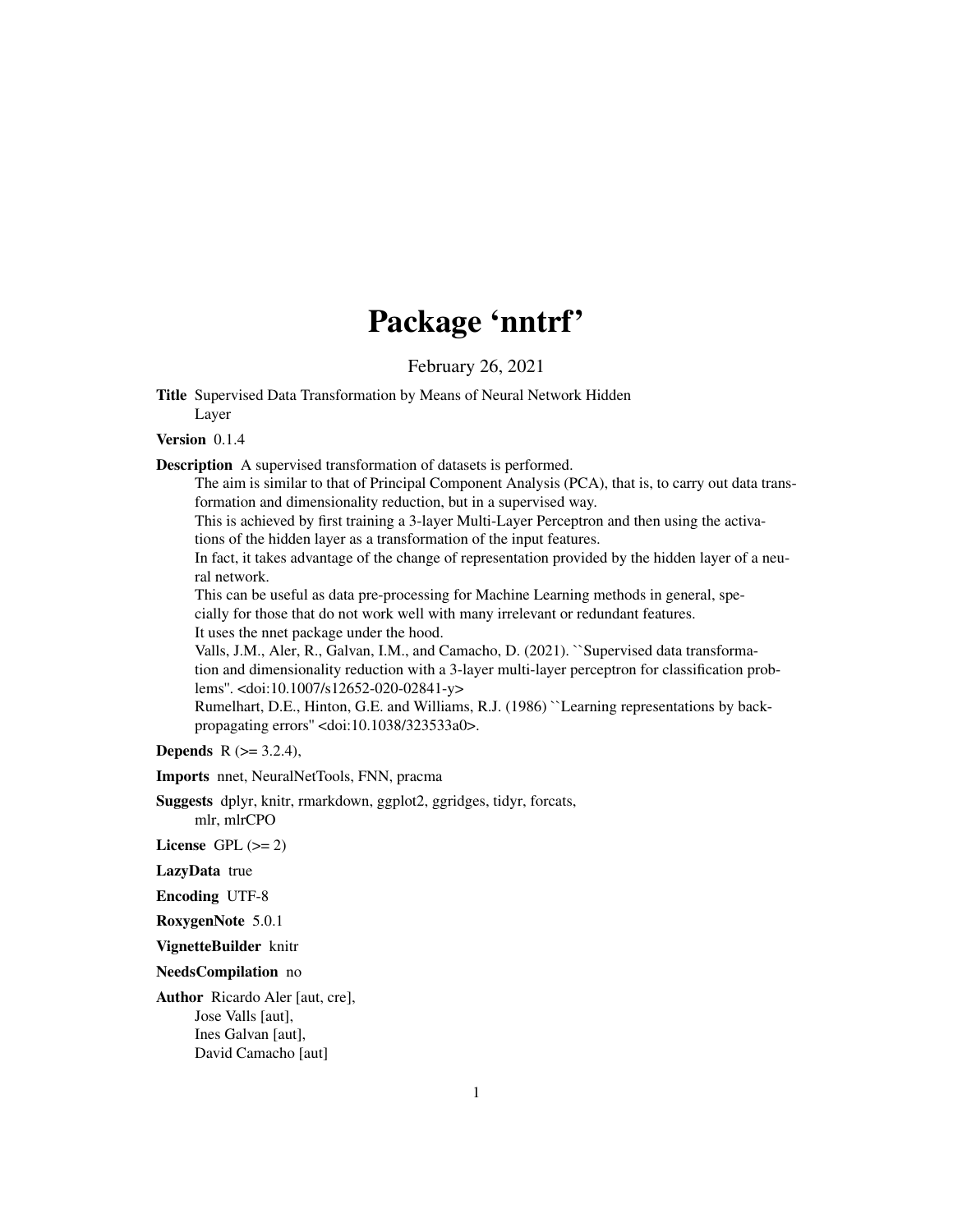# Package 'nntrf'

February 26, 2021

**Title** Supervised Data Transformation by Means of Neural Network Hidden Layer

**Version** 0.1.4

**Description** A supervised transformation of datasets is performed.
The aim is similar to that of Principal Component Analysis (PCA), that is, to carry out data transformation and dimensionality reduction, but in a supervised way.
This is achieved by first training a 3-layer Multi-Layer Perceptron and then using the activations of the hidden layer as a transformation of the input features.
In fact, it takes advantage of the change of representation provided by the hidden layer of a neural network.
This can be useful as data pre-processing for Machine Learning methods in general, specially for those that do not work well with many irrelevant or redundant features.
It uses the nnet package under the hood.
Valls, J.M., Aler, R., Galvan, I.M., and Camacho, D. (2021). ``Supervised data transformation and dimensionality reduction with a 3-layer multi-layer perceptron for classification problems''. <doi:10.1007/s12652-020-02841-y>
Rumelhart, D.E., Hinton, G.E. and Williams, R.J. (1986) ``Learning representations by back-propagating errors'' <doi:10.1038/323533a0>.

**Depends** R (>= 3.2.4),

**Imports** nnet, NeuralNetTools, FNN, pracma

**Suggests** dplyr, knitr, rmarkdown, ggplot2, ggridges, tidyr, forcats, mlr, mlrCPO

**License** GPL (>= 2)

**LazyData** true

**Encoding** UTF-8

**RoxygenNote** 5.0.1

**VignetteBuilder** knitr

**NeedsCompilation** no

**Author** Ricardo Aler [aut, cre],
Jose Valls [aut],
Ines Galvan [aut],
David Camacho [aut]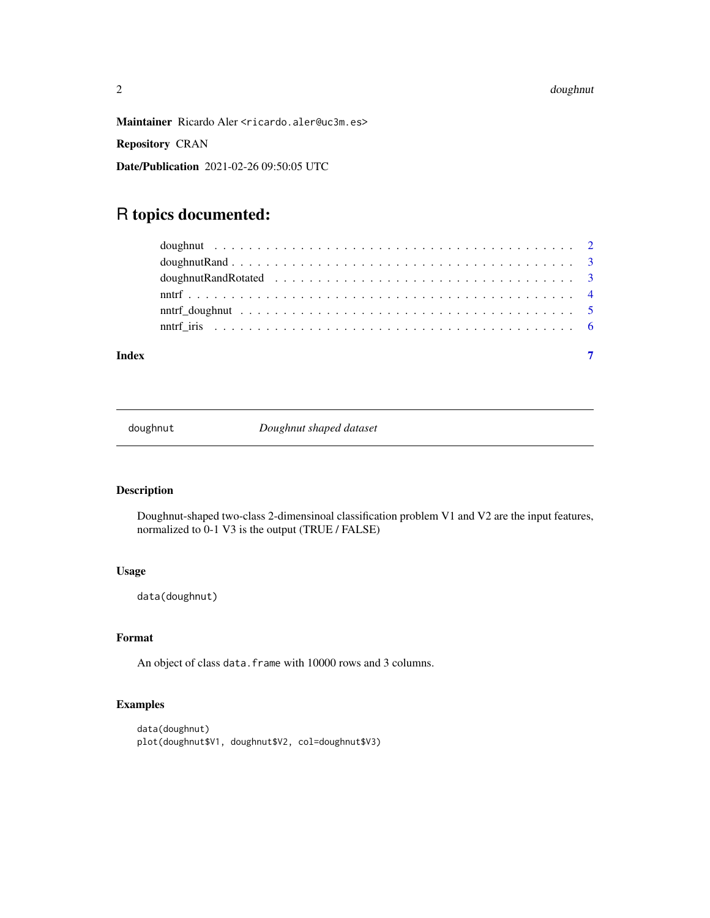**Maintainer** Ricardo Aler <ricardo.aler@uc3m.es>

**Repository** CRAN

**Date/Publication** 2021-02-26 09:50:05 UTC

# R topics documented:

- doughnut . . . . . . . . . . . . . . . . . . . . . . . . . . . . . . . . . . . . . . . . 2
- doughnutRand . . . . . . . . . . . . . . . . . . . . . . . . . . . . . . . . . . . . . . 3
- doughnutRandRotated . . . . . . . . . . . . . . . . . . . . . . . . . . . . . . . . . 3
- nntrf . . . . . . . . . . . . . . . . . . . . . . . . . . . . . . . . . . . . . . . . . . 4
- nntrf_doughnut . . . . . . . . . . . . . . . . . . . . . . . . . . . . . . . . . . . . 5
- nntrf_iris . . . . . . . . . . . . . . . . . . . . . . . . . . . . . . . . . . . . . . . 6

**Index** **7**

---

## doughnut — *Doughnut shaped dataset*

### Description

Doughnut-shaped two-class 2-dimensinoal classification problem V1 and V2 are the input features, normalized to 0-1 V3 is the output (TRUE / FALSE)

### Usage

```
data(doughnut)
```

### Format

An object of class `data.frame` with 10000 rows and 3 columns.

### Examples

```
data(doughnut)
plot(doughnut$V1, doughnut$V2, col=doughnut$V3)
```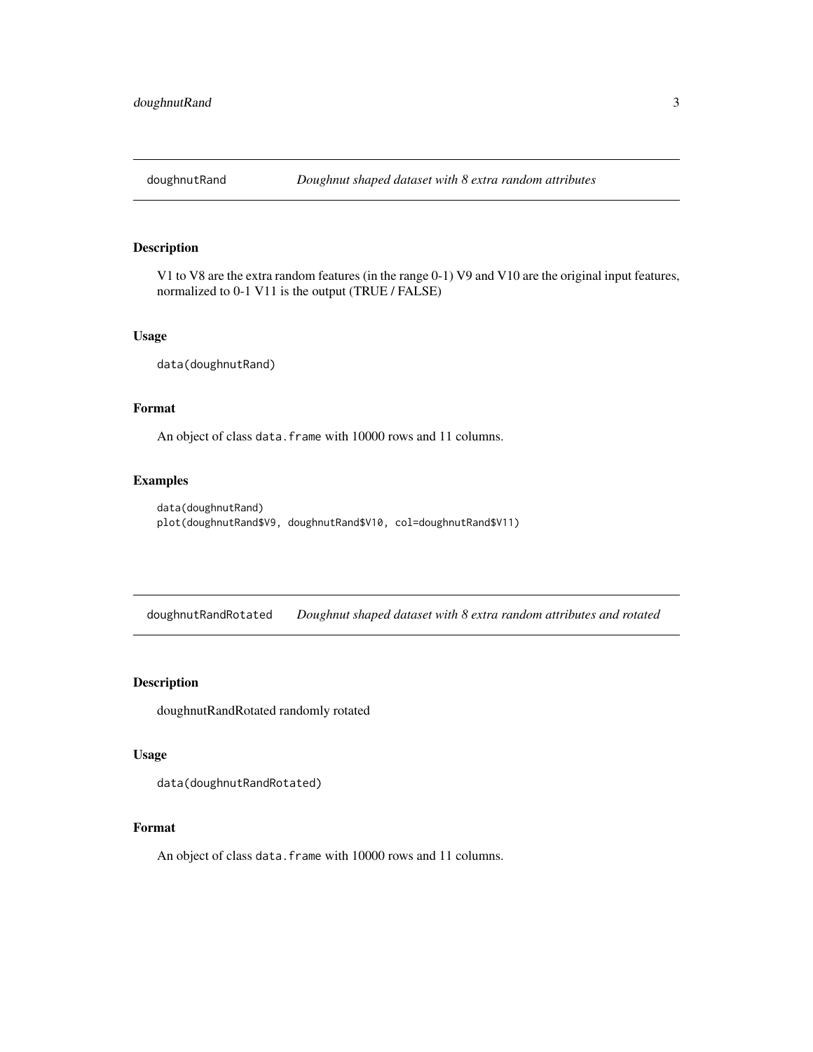## doughnutRand — *Doughnut shaped dataset with 8 extra random attributes*

### Description

V1 to V8 are the extra random features (in the range 0-1) V9 and V10 are the original input features, normalized to 0-1 V11 is the output (TRUE / FALSE)

### Usage

```
data(doughnutRand)
```

### Format

An object of class `data.frame` with 10000 rows and 11 columns.

### Examples

```
data(doughnutRand)
plot(doughnutRand$V9, doughnutRand$V10, col=doughnutRand$V11)
```

## doughnutRandRotated — *Doughnut shaped dataset with 8 extra random attributes and rotated*

### Description

doughnutRandRotated randomly rotated

### Usage

```
data(doughnutRandRotated)
```

### Format

An object of class `data.frame` with 10000 rows and 11 columns.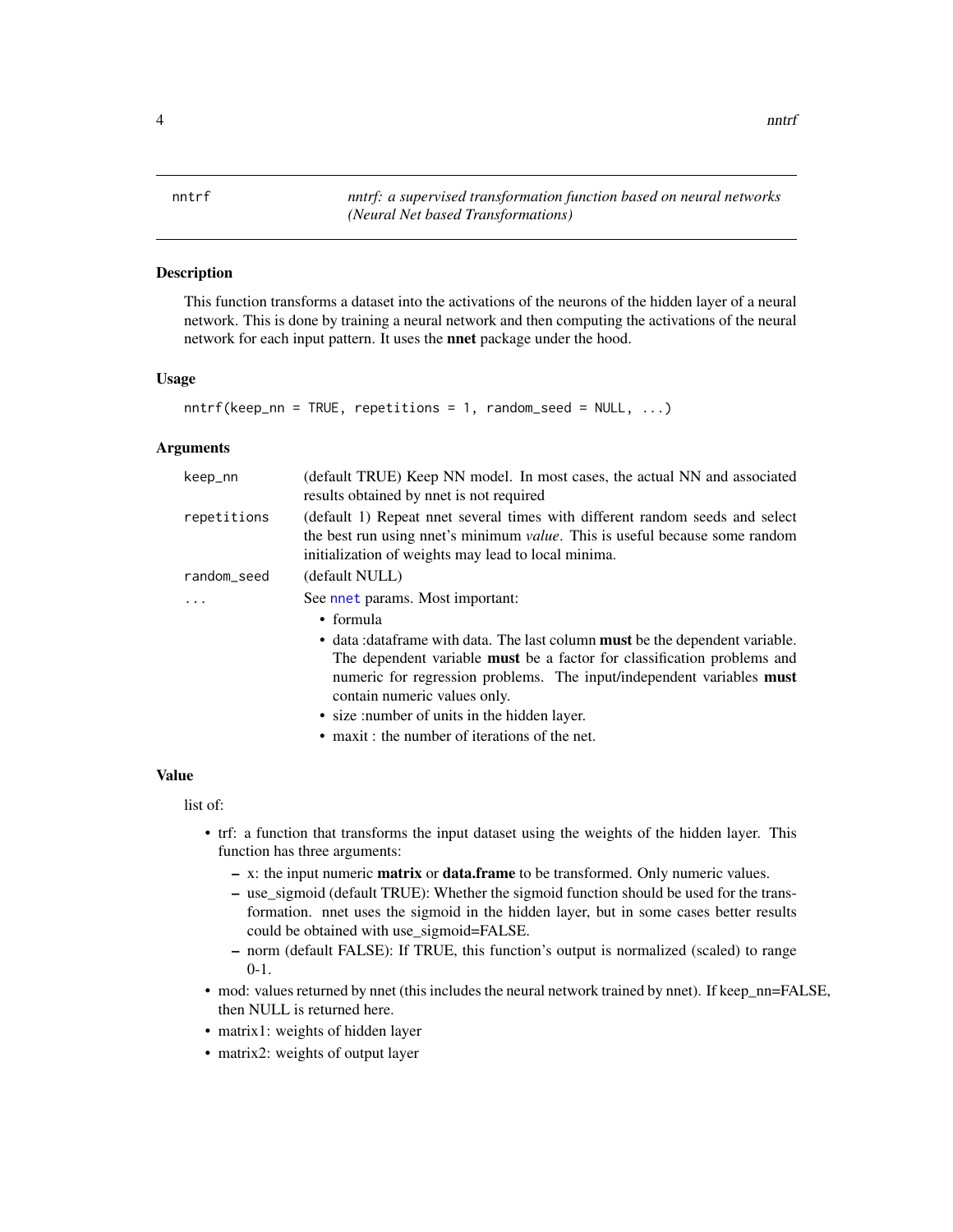# nntrf — *nntrf: a supervised transformation function based on neural networks (Neural Net based Transformations)*

## Description

This function transforms a dataset into the activations of the neurons of the hidden layer of a neural network. This is done by training a neural network and then computing the activations of the neural network for each input pattern. It uses the **nnet** package under the hood.

## Usage

```
nntrf(keep_nn = TRUE, repetitions = 1, random_seed = NULL, ...)
```

## Arguments

| | |
|---|---|
| keep_nn | (default TRUE) Keep NN model. In most cases, the actual NN and associated results obtained by nnet is not required |
| repetitions | (default 1) Repeat nnet several times with different random seeds and select the best run using nnet's minimum *value*. This is useful because some random initialization of weights may lead to local minima. |
| random_seed | (default NULL) |
| ... | See nnet params. Most important: <br>• formula <br>• data :dataframe with data. The last column **must** be the dependent variable. The dependent variable **must** be a factor for classification problems and numeric for regression problems. The input/independent variables **must** contain numeric values only. <br>• size :number of units in the hidden layer. <br>• maxit : the number of iterations of the net. |

## Value

list of:

- trf: a function that transforms the input dataset using the weights of the hidden layer. This function has three arguments:
  - x: the input numeric **matrix** or **data.frame** to be transformed. Only numeric values.
  - use_sigmoid (default TRUE): Whether the sigmoid function should be used for the transformation. nnet uses the sigmoid in the hidden layer, but in some cases better results could be obtained with use_sigmoid=FALSE.
  - norm (default FALSE): If TRUE, this function's output is normalized (scaled) to range 0-1.
- mod: values returned by nnet (this includes the neural network trained by nnet). If keep_nn=FALSE, then NULL is returned here.
- matrix1: weights of hidden layer
- matrix2: weights of output layer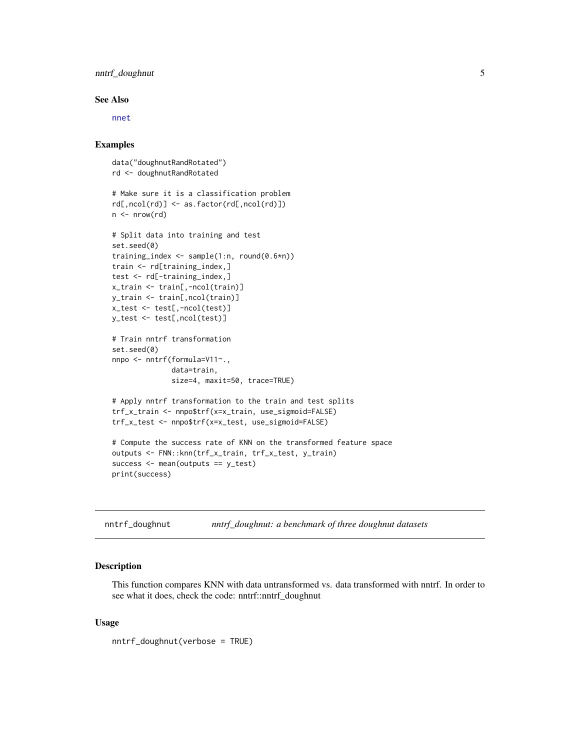### See Also

nnet

### Examples

```
data("doughnutRandRotated")
rd <- doughnutRandRotated

# Make sure it is a classification problem
rd[,ncol(rd)] <- as.factor(rd[,ncol(rd)])
n <- nrow(rd)

# Split data into training and test
set.seed(0)
training_index <- sample(1:n, round(0.6*n))
train <- rd[training_index,]
test <- rd[-training_index,]
x_train <- train[,-ncol(train)]
y_train <- train[,ncol(train)]
x_test <- test[,-ncol(test)]
y_test <- test[,ncol(test)]

# Train nntrf transformation
set.seed(0)
nnpo <- nntrf(formula=V11~.,
              data=train,
              size=4, maxit=50, trace=TRUE)

# Apply nntrf transformation to the train and test splits
trf_x_train <- nnpo$trf(x=x_train, use_sigmoid=FALSE)
trf_x_test <- nnpo$trf(x=x_test, use_sigmoid=FALSE)

# Compute the success rate of KNN on the transformed feature space
outputs <- FNN::knn(trf_x_train, trf_x_test, y_train)
success <- mean(outputs == y_test)
print(success)
```

---

## nntrf_doughnut — *nntrf_doughnut: a benchmark of three doughnut datasets*

### Description

This function compares KNN with data untransformed vs. data transformed with nntrf. In order to see what it does, check the code: nntrf::nntrf_doughnut

### Usage

```
nntrf_doughnut(verbose = TRUE)
```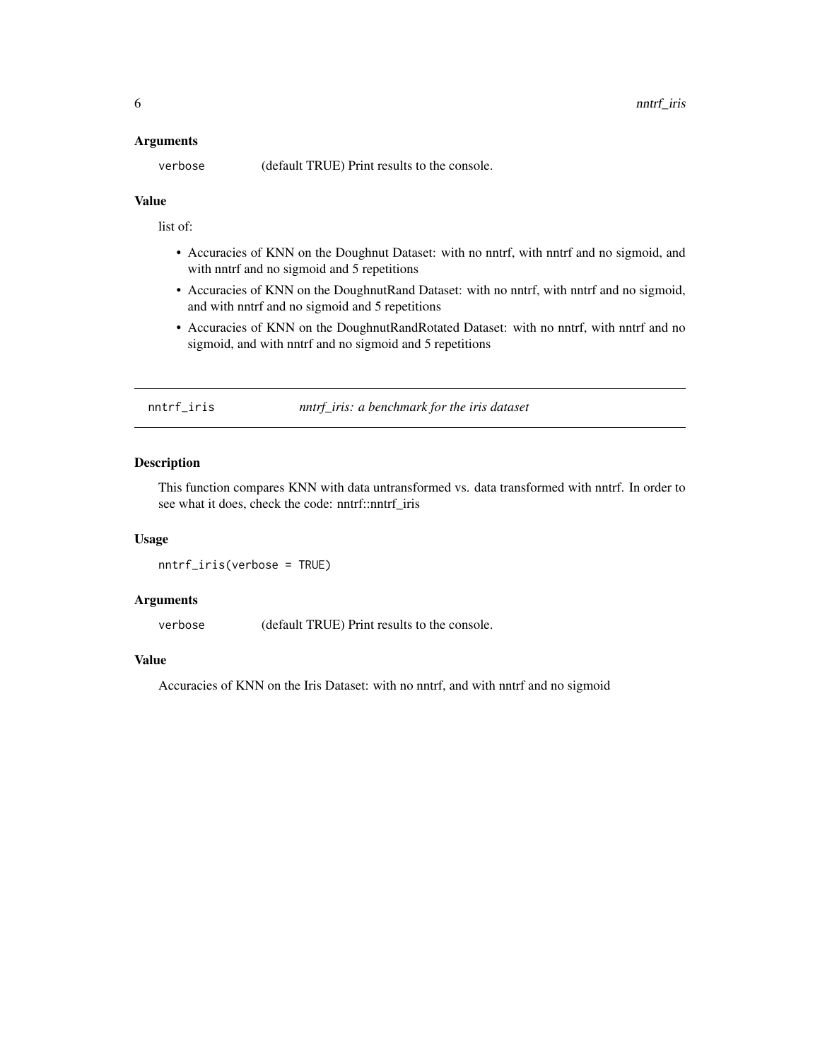### Arguments

`verbose` (default TRUE) Print results to the console.

### Value

list of:

- Accuracies of KNN on the Doughnut Dataset: with no nntrf, with nntrf and no sigmoid, and with nntrf and no sigmoid and 5 repetitions
- Accuracies of KNN on the DoughnutRand Dataset: with no nntrf, with nntrf and no sigmoid, and with nntrf and no sigmoid and 5 repetitions
- Accuracies of KNN on the DoughnutRandRotated Dataset: with no nntrf, with nntrf and no sigmoid, and with nntrf and no sigmoid and 5 repetitions

---

## nntrf_iris *nntrf_iris: a benchmark for the iris dataset*

### Description

This function compares KNN with data untransformed vs. data transformed with nntrf. In order to see what it does, check the code: nntrf::nntrf_iris

### Usage

```
nntrf_iris(verbose = TRUE)
```

### Arguments

`verbose` (default TRUE) Print results to the console.

### Value

Accuracies of KNN on the Iris Dataset: with no nntrf, and with nntrf and no sigmoid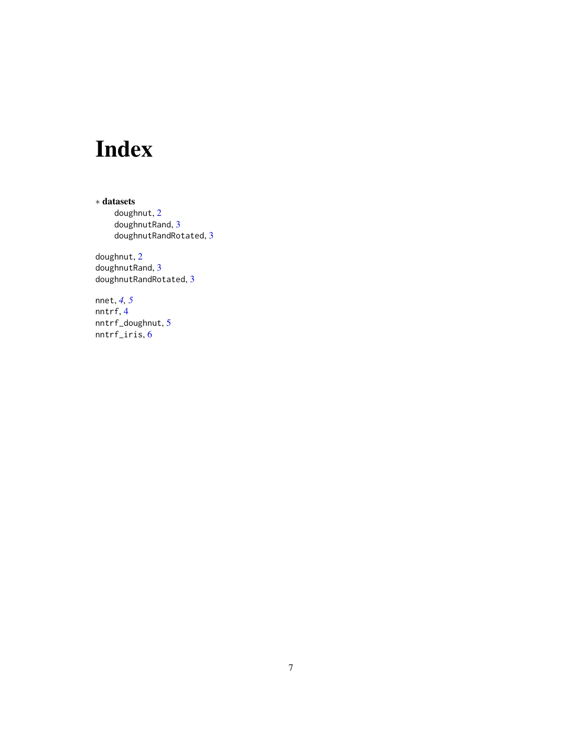# Index

∗ **datasets**
  doughnut, 2
  doughnutRand, 3
  doughnutRandRotated, 3

doughnut, 2
doughnutRand, 3
doughnutRandRotated, 3

nnet, *4, 5*
nntrf, 4
nntrf_doughnut, 5
nntrf_iris, 6